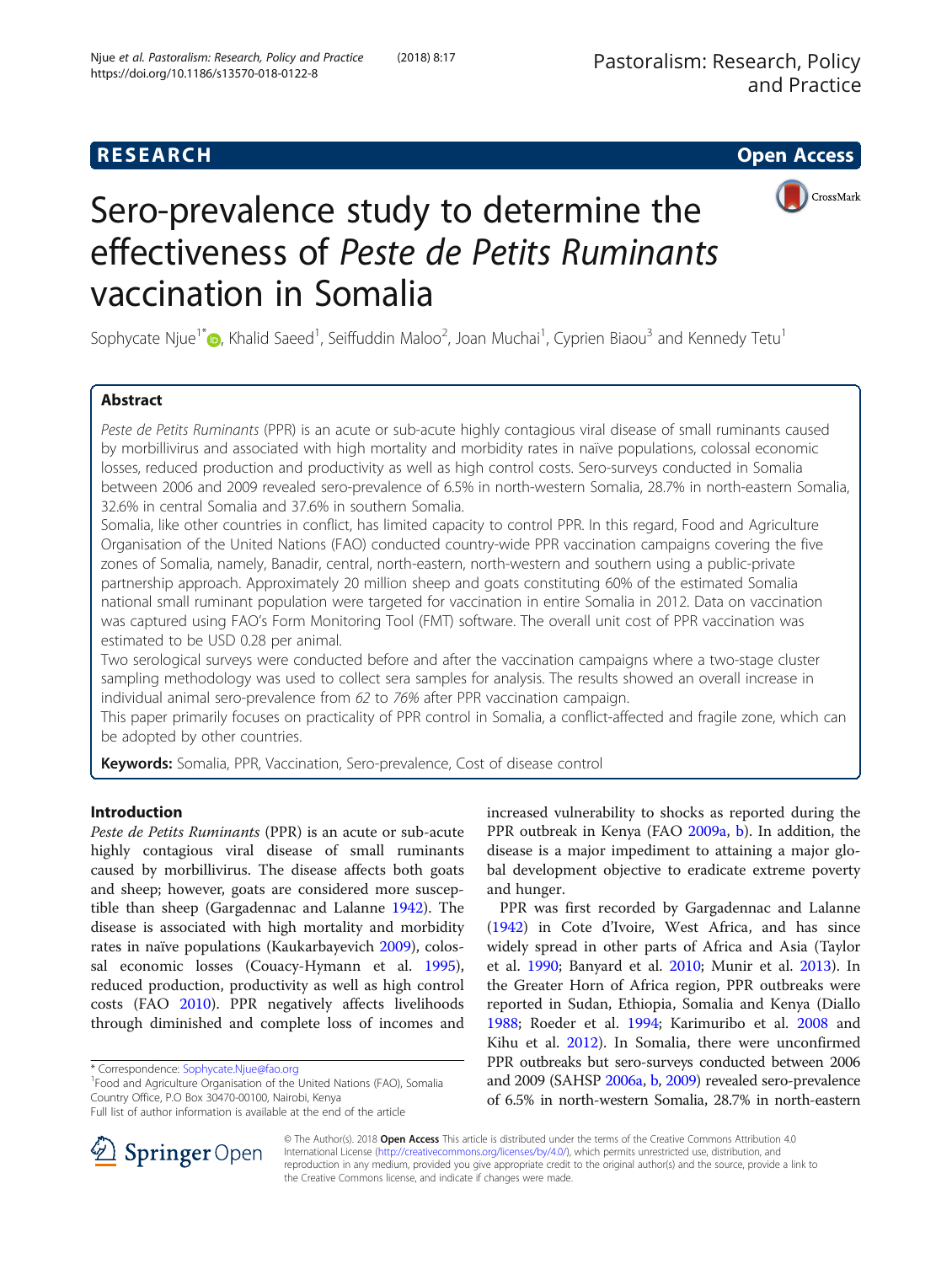RESEARCH **Open Access**

# Sero-prevalence study to determine the effectiveness of *Peste de Petits Ruminants* vaccination in Somalia

Sophycate Njue[1*], Khalid Saeed[1], Seiffuddin Maloo[2], Joan Muchai[1], Cyprien Biaou[3] and Kennedy Tetu[1]

## Abstract

*Peste de Petits Ruminants* (PPR) is an acute or sub-acute highly contagious viral disease of small ruminants caused by morbillivirus and associated with high mortality and morbidity rates in naïve populations, colossal economic losses, reduced production and productivity as well as high control costs. Sero-surveys conducted in Somalia between 2006 and 2009 revealed sero-prevalence of 6.5% in north-western Somalia, 28.7% in north-eastern Somalia, 32.6% in central Somalia and 37.6% in southern Somalia.

Somalia, like other countries in conflict, has limited capacity to control PPR. In this regard, Food and Agriculture Organisation of the United Nations (FAO) conducted country-wide PPR vaccination campaigns covering the five zones of Somalia, namely, Banadir, central, north-eastern, north-western and southern using a public-private partnership approach. Approximately 20 million sheep and goats constituting 60% of the estimated Somalia national small ruminant population were targeted for vaccination in entire Somalia in 2012. Data on vaccination was captured using FAO's Form Monitoring Tool (FMT) software. The overall unit cost of PPR vaccination was estimated to be USD 0.28 per animal.

Two serological surveys were conducted before and after the vaccination campaigns where a two-stage cluster sampling methodology was used to collect sera samples for analysis. The results showed an overall increase in individual animal sero-prevalence from *62* to *76%* after PPR vaccination campaign.

This paper primarily focuses on practicality of PPR control in Somalia, a conflict-affected and fragile zone, which can be adopted by other countries.

**Keywords:** Somalia, PPR, Vaccination, Sero-prevalence, Cost of disease control

## Introduction

*Peste de Petits Ruminants* (PPR) is an acute or sub-acute highly contagious viral disease of small ruminants caused by morbillivirus. The disease affects both goats and sheep; however, goats are considered more susceptible than sheep (Gargadennac and Lalanne 1942). The disease is associated with high mortality and morbidity rates in naïve populations (Kaukarbayevich 2009), colossal economic losses (Couacy-Hymann et al. 1995), reduced production, productivity as well as high control costs (FAO 2010). PPR negatively affects livelihoods through diminished and complete loss of incomes and increased vulnerability to shocks as reported during the PPR outbreak in Kenya (FAO 2009a, b). In addition, the disease is a major impediment to attaining a major global development objective to eradicate extreme poverty and hunger.

PPR was first recorded by Gargadennac and Lalanne (1942) in Cote d'Ivoire, West Africa, and has since widely spread in other parts of Africa and Asia (Taylor et al. 1990; Banyard et al. 2010; Munir et al. 2013). In the Greater Horn of Africa region, PPR outbreaks were reported in Sudan, Ethiopia, Somalia and Kenya (Diallo 1988; Roeder et al. 1994; Karimuribo et al. 2008 and Kihu et al. 2012). In Somalia, there were unconfirmed PPR outbreaks but sero-surveys conducted between 2006 and 2009 (SAHSP 2006a, b, 2009) revealed sero-prevalence of 6.5% in north-western Somalia, 28.7% in north-eastern

\* Correspondence: Sophycate.Njue@fao.org
[1]Food and Agriculture Organisation of the United Nations (FAO), Somalia Country Office, P.O Box 30470-00100, Nairobi, Kenya
Full list of author information is available at the end of the article

© The Author(s). 2018 **Open Access** This article is distributed under the terms of the Creative Commons Attribution 4.0 International License (http://creativecommons.org/licenses/by/4.0/), which permits unrestricted use, distribution, and reproduction in any medium, provided you give appropriate credit to the original author(s) and the source, provide a link to the Creative Commons license, and indicate if changes were made.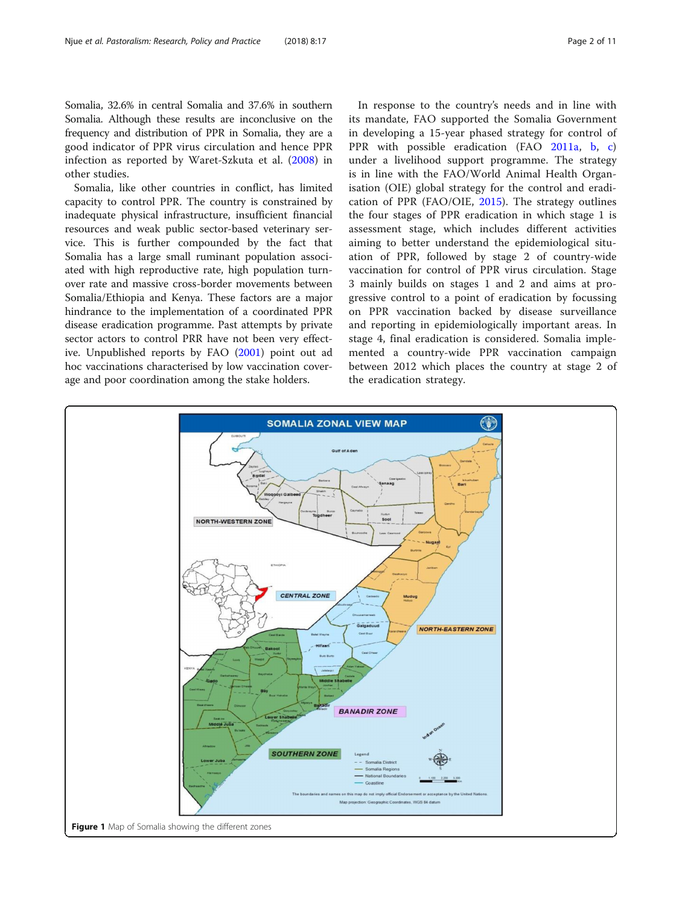Somalia, 32.6% in central Somalia and 37.6% in southern Somalia. Although these results are inconclusive on the frequency and distribution of PPR in Somalia, they are a good indicator of PPR virus circulation and hence PPR infection as reported by Waret-Szkuta et al. (2008) in other studies.

Somalia, like other countries in conflict, has limited capacity to control PPR. The country is constrained by inadequate physical infrastructure, insufficient financial resources and weak public sector-based veterinary service. This is further compounded by the fact that Somalia has a large small ruminant population associated with high reproductive rate, high population turnover rate and massive cross-border movements between Somalia/Ethiopia and Kenya. These factors are a major hindrance to the implementation of a coordinated PPR disease eradication programme. Past attempts by private sector actors to control PRR have not been very effective. Unpublished reports by FAO (2001) point out ad hoc vaccinations characterised by low vaccination coverage and poor coordination among the stake holders.

In response to the country's needs and in line with its mandate, FAO supported the Somalia Government in developing a 15-year phased strategy for control of PPR with possible eradication (FAO 2011a, b, c) under a livelihood support programme. The strategy is in line with the FAO/World Animal Health Organisation (OIE) global strategy for the control and eradication of PPR (FAO/OIE, 2015). The strategy outlines the four stages of PPR eradication in which stage 1 is assessment stage, which includes different activities aiming to better understand the epidemiological situation of PPR, followed by stage 2 of country-wide vaccination for control of PPR virus circulation. Stage 3 mainly builds on stages 1 and 2 and aims at progressive control to a point of eradication by focussing on PPR vaccination backed by disease surveillance and reporting in epidemiologically important areas. In stage 4, final eradication is considered. Somalia implemented a country-wide PPR vaccination campaign between 2012 which places the country at stage 2 of the eradication strategy.

**Figure 1** Map of Somalia showing the different zones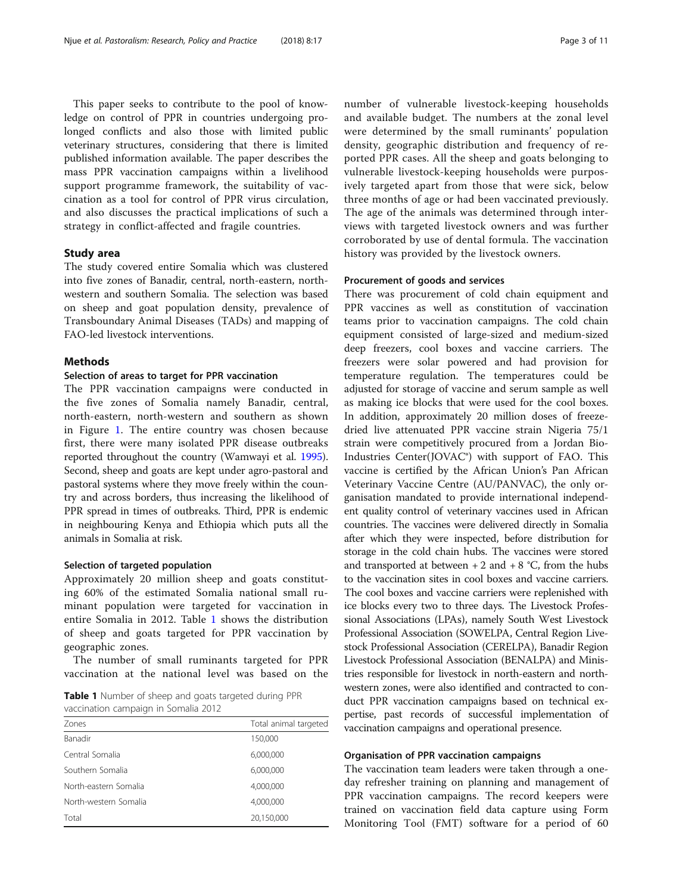This paper seeks to contribute to the pool of knowledge on control of PPR in countries undergoing prolonged conflicts and also those with limited public veterinary structures, considering that there is limited published information available. The paper describes the mass PPR vaccination campaigns within a livelihood support programme framework, the suitability of vaccination as a tool for control of PPR virus circulation, and also discusses the practical implications of such a strategy in conflict-affected and fragile countries.

## Study area

The study covered entire Somalia which was clustered into five zones of Banadir, central, north-eastern, north-western and southern Somalia. The selection was based on sheep and goat population density, prevalence of Transboundary Animal Diseases (TADs) and mapping of FAO-led livestock interventions.

## Methods

### Selection of areas to target for PPR vaccination

The PPR vaccination campaigns were conducted in the five zones of Somalia namely Banadir, central, north-eastern, north-western and southern as shown in Figure 1. The entire country was chosen because first, there were many isolated PPR disease outbreaks reported throughout the country (Wamwayi et al. 1995). Second, sheep and goats are kept under agro-pastoral and pastoral systems where they move freely within the country and across borders, thus increasing the likelihood of PPR spread in times of outbreaks. Third, PPR is endemic in neighbouring Kenya and Ethiopia which puts all the animals in Somalia at risk.

### Selection of targeted population

Approximately 20 million sheep and goats constituting 60% of the estimated Somalia national small ruminant population were targeted for vaccination in entire Somalia in 2012. Table 1 shows the distribution of sheep and goats targeted for PPR vaccination by geographic zones.

The number of small ruminants targeted for PPR vaccination at the national level was based on the number of vulnerable livestock-keeping households and available budget. The numbers at the zonal level were determined by the small ruminants' population density, geographic distribution and frequency of reported PPR cases. All the sheep and goats belonging to vulnerable livestock-keeping households were purposively targeted apart from those that were sick, below three months of age or had been vaccinated previously. The age of the animals was determined through interviews with targeted livestock owners and was further corroborated by use of dental formula. The vaccination history was provided by the livestock owners.

**Table 1** Number of sheep and goats targeted during PPR vaccination campaign in Somalia 2012

| Zones | Total animal targeted |
|---|---|
| Banadir | 150,000 |
| Central Somalia | 6,000,000 |
| Southern Somalia | 6,000,000 |
| North-eastern Somalia | 4,000,000 |
| North-western Somalia | 4,000,000 |
| Total | 20,150,000 |

### Procurement of goods and services

There was procurement of cold chain equipment and PPR vaccines as well as constitution of vaccination teams prior to vaccination campaigns. The cold chain equipment consisted of large-sized and medium-sized deep freezers, cool boxes and vaccine carriers. The freezers were solar powered and had provision for temperature regulation. The temperatures could be adjusted for storage of vaccine and serum sample as well as making ice blocks that were used for the cool boxes. In addition, approximately 20 million doses of freeze-dried live attenuated PPR vaccine strain Nigeria 75/1 strain were competitively procured from a Jordan Bio-Industries Center(JOVAC®) with support of FAO. This vaccine is certified by the African Union's Pan African Veterinary Vaccine Centre (AU/PANVAC), the only organisation mandated to provide international independent quality control of veterinary vaccines used in African countries. The vaccines were delivered directly in Somalia after which they were inspected, before distribution for storage in the cold chain hubs. The vaccines were stored and transported at between + 2 and + 8 °C, from the hubs to the vaccination sites in cool boxes and vaccine carriers. The cool boxes and vaccine carriers were replenished with ice blocks every two to three days. The Livestock Professional Associations (LPAs), namely South West Livestock Professional Association (SOWELPA, Central Region Livestock Professional Association (CERELPA), Banadir Region Livestock Professional Association (BENALPA) and Ministries responsible for livestock in north-eastern and north-western zones, were also identified and contracted to conduct PPR vaccination campaigns based on technical expertise, past records of successful implementation of vaccination campaigns and operational presence.

### Organisation of PPR vaccination campaigns

The vaccination team leaders were taken through a one-day refresher training on planning and management of PPR vaccination campaigns. The record keepers were trained on vaccination field data capture using Form Monitoring Tool (FMT) software for a period of 60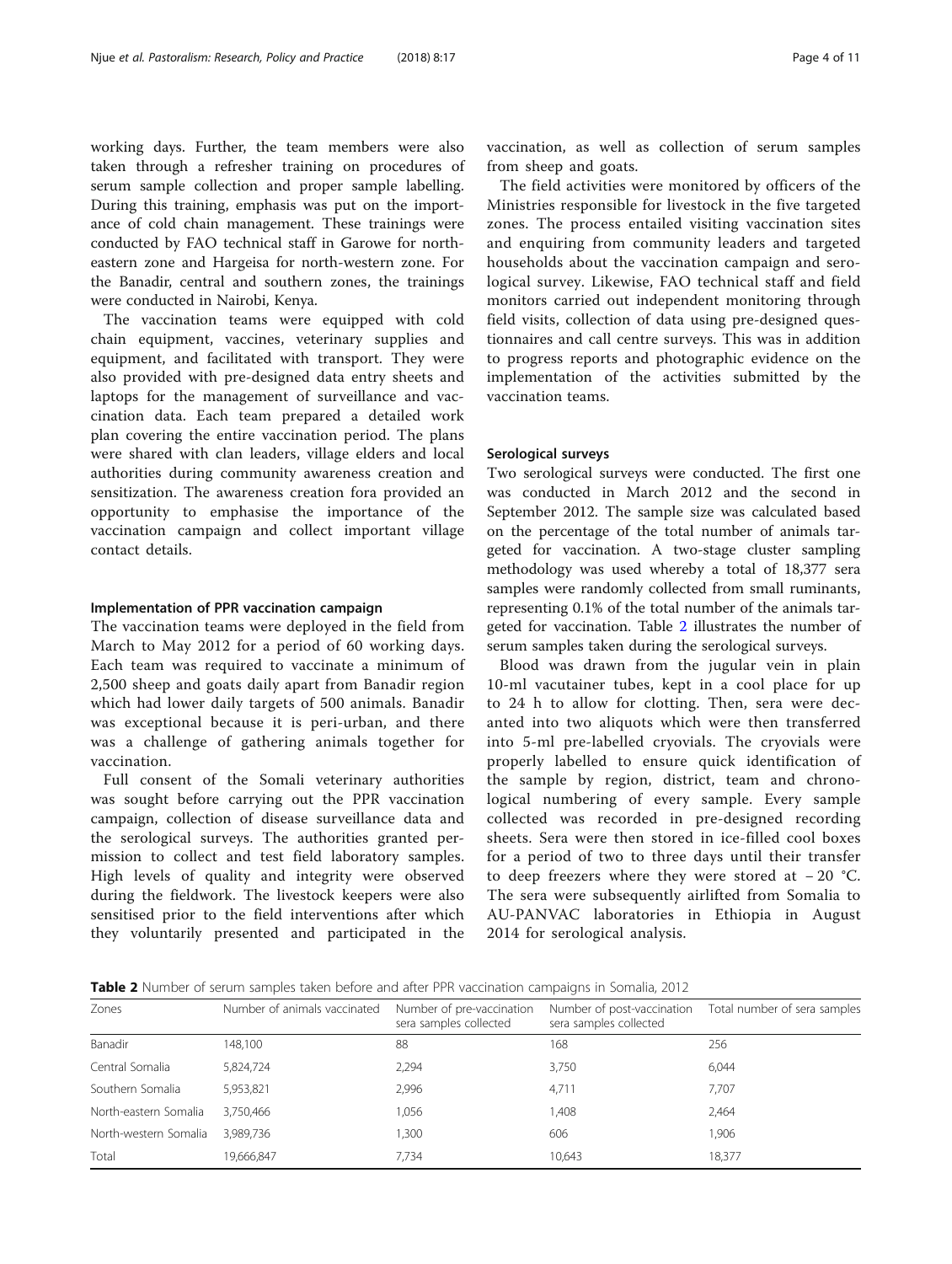working days. Further, the team members were also taken through a refresher training on procedures of serum sample collection and proper sample labelling. During this training, emphasis was put on the importance of cold chain management. These trainings were conducted by FAO technical staff in Garowe for north-eastern zone and Hargeisa for north-western zone. For the Banadir, central and southern zones, the trainings were conducted in Nairobi, Kenya.

The vaccination teams were equipped with cold chain equipment, vaccines, veterinary supplies and equipment, and facilitated with transport. They were also provided with pre-designed data entry sheets and laptops for the management of surveillance and vaccination data. Each team prepared a detailed work plan covering the entire vaccination period. The plans were shared with clan leaders, village elders and local authorities during community awareness creation and sensitization. The awareness creation fora provided an opportunity to emphasise the importance of the vaccination campaign and collect important village contact details.

### Implementation of PPR vaccination campaign

The vaccination teams were deployed in the field from March to May 2012 for a period of 60 working days. Each team was required to vaccinate a minimum of 2,500 sheep and goats daily apart from Banadir region which had lower daily targets of 500 animals. Banadir was exceptional because it is peri-urban, and there was a challenge of gathering animals together for vaccination.

Full consent of the Somali veterinary authorities was sought before carrying out the PPR vaccination campaign, collection of disease surveillance data and the serological surveys. The authorities granted permission to collect and test field laboratory samples. High levels of quality and integrity were observed during the fieldwork. The livestock keepers were also sensitised prior to the field interventions after which they voluntarily presented and participated in the vaccination, as well as collection of serum samples from sheep and goats.

The field activities were monitored by officers of the Ministries responsible for livestock in the five targeted zones. The process entailed visiting vaccination sites and enquiring from community leaders and targeted households about the vaccination campaign and serological survey. Likewise, FAO technical staff and field monitors carried out independent monitoring through field visits, collection of data using pre-designed questionnaires and call centre surveys. This was in addition to progress reports and photographic evidence on the implementation of the activities submitted by the vaccination teams.

### Serological surveys

Two serological surveys were conducted. The first one was conducted in March 2012 and the second in September 2012. The sample size was calculated based on the percentage of the total number of animals targeted for vaccination. A two-stage cluster sampling methodology was used whereby a total of 18,377 sera samples were randomly collected from small ruminants, representing 0.1% of the total number of the animals targeted for vaccination. Table 2 illustrates the number of serum samples taken during the serological surveys.

Blood was drawn from the jugular vein in plain 10-ml vacutainer tubes, kept in a cool place for up to 24 h to allow for clotting. Then, sera were decanted into two aliquots which were then transferred into 5-ml pre-labelled cryovials. The cryovials were properly labelled to ensure quick identification of the sample by region, district, team and chronological numbering of every sample. Every sample collected was recorded in pre-designed recording sheets. Sera were then stored in ice-filled cool boxes for a period of two to three days until their transfer to deep freezers where they were stored at − 20 °C. The sera were subsequently airlifted from Somalia to AU-PANVAC laboratories in Ethiopia in August 2014 for serological analysis.

**Table 2** Number of serum samples taken before and after PPR vaccination campaigns in Somalia, 2012

| Zones | Number of animals vaccinated | Number of pre-vaccination sera samples collected | Number of post-vaccination sera samples collected | Total number of sera samples |
|---|---|---|---|---|
| Banadir | 148,100 | 88 | 168 | 256 |
| Central Somalia | 5,824,724 | 2,294 | 3,750 | 6,044 |
| Southern Somalia | 5,953,821 | 2,996 | 4,711 | 7,707 |
| North-eastern Somalia | 3,750,466 | 1,056 | 1,408 | 2,464 |
| North-western Somalia | 3,989,736 | 1,300 | 606 | 1,906 |
| Total | 19,666,847 | 7,734 | 10,643 | 18,377 |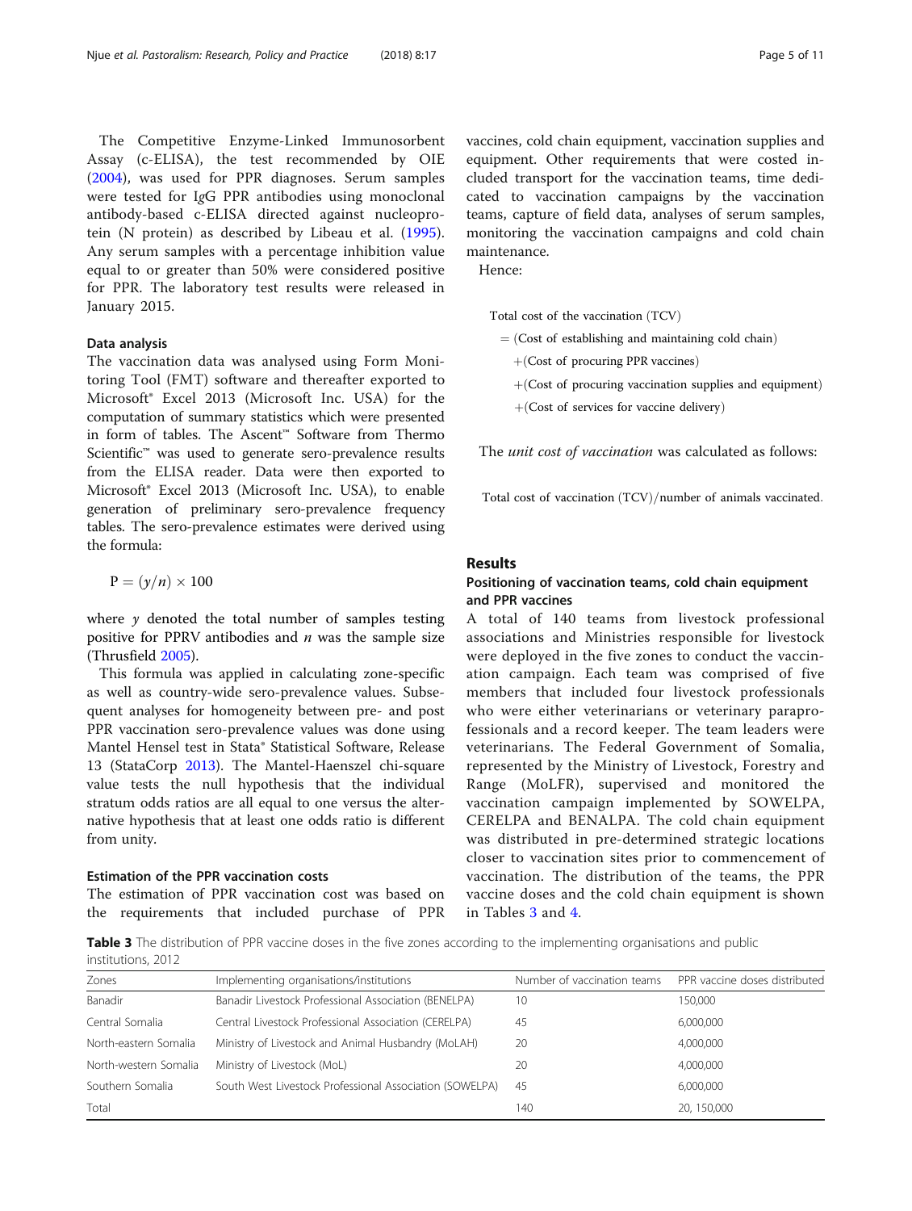The Competitive Enzyme-Linked Immunosorbent Assay (c-ELISA), the test recommended by OIE (2004), was used for PPR diagnoses. Serum samples were tested for IgG PPR antibodies using monoclonal antibody-based c-ELISA directed against nucleoprotein (N protein) as described by Libeau et al. (1995). Any serum samples with a percentage inhibition value equal to or greater than 50% were considered positive for PPR. The laboratory test results were released in January 2015.

### Data analysis

The vaccination data was analysed using Form Monitoring Tool (FMT) software and thereafter exported to Microsoft® Excel 2013 (Microsoft Inc. USA) for the computation of summary statistics which were presented in form of tables. The Ascent™ Software from Thermo Scientific™ was used to generate sero-prevalence results from the ELISA reader. Data were then exported to Microsoft® Excel 2013 (Microsoft Inc. USA), to enable generation of preliminary sero-prevalence frequency tables. The sero-prevalence estimates were derived using the formula:

$$P = (y/n) \times 100$$

where $y$ denoted the total number of samples testing positive for PPRV antibodies and $n$ was the sample size (Thrusfield 2005).

This formula was applied in calculating zone-specific as well as country-wide sero-prevalence values. Subsequent analyses for homogeneity between pre- and post PPR vaccination sero-prevalence values was done using Mantel Hensel test in Stata® Statistical Software, Release 13 (StataCorp 2013). The Mantel-Haenszel chi-square value tests the null hypothesis that the individual stratum odds ratios are all equal to one versus the alternative hypothesis that at least one odds ratio is different from unity.

### Estimation of the PPR vaccination costs

The estimation of PPR vaccination cost was based on the requirements that included purchase of PPR vaccines, cold chain equipment, vaccination supplies and equipment. Other requirements that were costed included transport for the vaccination teams, time dedicated to vaccination campaigns by the vaccination teams, capture of field data, analyses of serum samples, monitoring the vaccination campaigns and cold chain maintenance.

Hence:

$$\begin{aligned}
&\text{Total cost of the vaccination (TCV)} \\
&\quad = (\text{Cost of establishing and maintaining cold chain}) \\
&\quad\quad + (\text{Cost of procuring PPR vaccines}) \\
&\quad\quad + (\text{Cost of procuring vaccination supplies and equipment}) \\
&\quad\quad + (\text{Cost of services for vaccine delivery})
\end{aligned}$$

The *unit cost of vaccination* was calculated as follows:

$$\text{Total cost of vaccination (TCV)/number of animals vaccinated.}$$

## Results

### Positioning of vaccination teams, cold chain equipment and PPR vaccines

A total of 140 teams from livestock professional associations and Ministries responsible for livestock were deployed in the five zones to conduct the vaccination campaign. Each team was comprised of five members that included four livestock professionals who were either veterinarians or veterinary paraprofessionals and a record keeper. The team leaders were veterinarians. The Federal Government of Somalia, represented by the Ministry of Livestock, Forestry and Range (MoLFR), supervised and monitored the vaccination campaign implemented by SOWELPA, CERELPA and BENALPA. The cold chain equipment was distributed in pre-determined strategic locations closer to vaccination sites prior to commencement of vaccination. The distribution of the teams, the PPR vaccine doses and the cold chain equipment is shown in Tables 3 and 4.

**Table 3** The distribution of PPR vaccine doses in the five zones according to the implementing organisations and public institutions, 2012

| Zones | Implementing organisations/institutions | Number of vaccination teams | PPR vaccine doses distributed |
|---|---|---|---|
| Banadir | Banadir Livestock Professional Association (BENELPA) | 10 | 150,000 |
| Central Somalia | Central Livestock Professional Association (CERELPA) | 45 | 6,000,000 |
| North-eastern Somalia | Ministry of Livestock and Animal Husbandry (MoLAH) | 20 | 4,000,000 |
| North-western Somalia | Ministry of Livestock (MoL) | 20 | 4,000,000 |
| Southern Somalia | South West Livestock Professional Association (SOWELPA) | 45 | 6,000,000 |
| Total | | 140 | 20, 150,000 |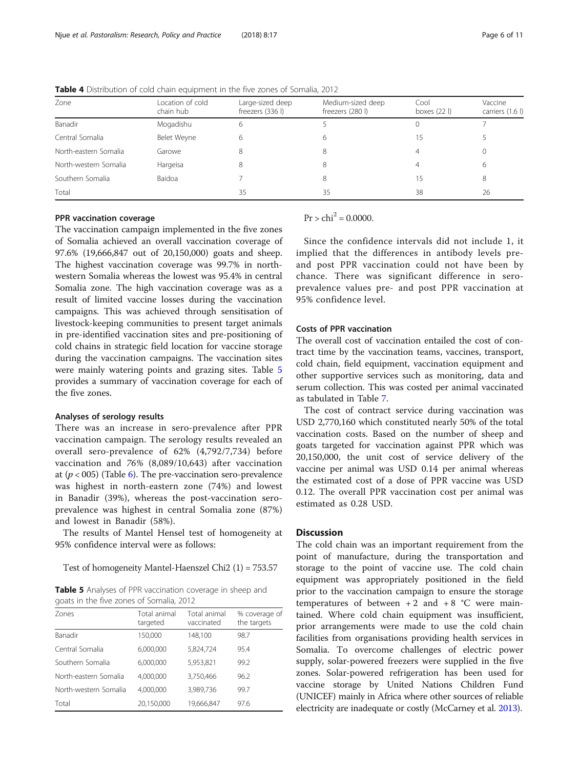**Table 4** Distribution of cold chain equipment in the five zones of Somalia, 2012

| Zone | Location of cold chain hub | Large-sized deep freezers (336 l) | Medium-sized deep freezers (280 l) | Cool boxes (22 l) | Vaccine carriers (1.6 l) |
|---|---|---|---|---|---|
| Banadir | Mogadishu | 6 | 5 | 0 | 7 |
| Central Somalia | Belet Weyne | 6 | 6 | 15 | 5 |
| North-eastern Somalia | Garowe | 8 | 8 | 4 | 0 |
| North-western Somalia | Hargeisa | 8 | 8 | 4 | 6 |
| Southern Somalia | Baidoa | 7 | 8 | 15 | 8 |
| Total | | 35 | 35 | 38 | 26 |

### PPR vaccination coverage

The vaccination campaign implemented in the five zones of Somalia achieved an overall vaccination coverage of 97.6% (19,666,847 out of 20,150,000) goats and sheep. The highest vaccination coverage was 99.7% in north-western Somalia whereas the lowest was 95.4% in central Somalia zone. The high vaccination coverage was as a result of limited vaccine losses during the vaccination campaigns. This was achieved through sensitisation of livestock-keeping communities to present target animals in pre-identified vaccination sites and pre-positioning of cold chains in strategic field location for vaccine storage during the vaccination campaigns. The vaccination sites were mainly watering points and grazing sites. Table 5 provides a summary of vaccination coverage for each of the five zones.

### Analyses of serology results

There was an increase in sero-prevalence after PPR vaccination campaign. The serology results revealed an overall sero-prevalence of 62% (4,792/7,734) before vaccination and *76%* (8,089/10,643) after vaccination at ($p < 005$) (Table 6). The pre-vaccination sero-prevalence was highest in north-eastern zone (74%) and lowest in Banadir (39%), whereas the post-vaccination sero-prevalence was highest in central Somalia zone (87%) and lowest in Banadir (58%).

The results of Mantel Hensel test of homogeneity at 95% confidence interval were as follows:

Test of homogeneity Mantel-Haenszel Chi2 (1) = 753.57

**Table 5** Analyses of PPR vaccination coverage in sheep and goats in the five zones of Somalia, 2012

| Zones | Total animal targeted | Total animal vaccinated | % coverage of the targets |
|---|---|---|---|
| Banadir | 150,000 | 148,100 | 98.7 |
| Central Somalia | 6,000,000 | 5,824,724 | 95.4 |
| Southern Somalia | 6,000,000 | 5,953,821 | 99.2 |
| North-eastern Somalia | 4,000,000 | 3,750,466 | 96.2 |
| North-western Somalia | 4,000,000 | 3,989,736 | 99.7 |
| Total | 20,150,000 | 19,666,847 | 97.6 |

$\Pr > \text{chi}^2 = 0.0000$.

Since the confidence intervals did not include 1, it implied that the differences in antibody levels pre- and post PPR vaccination could not have been by chance. There was significant difference in sero-prevalence values pre- and post PPR vaccination at 95% confidence level.

### Costs of PPR vaccination

The overall cost of vaccination entailed the cost of contract time by the vaccination teams, vaccines, transport, cold chain, field equipment, vaccination equipment and other supportive services such as monitoring, data and serum collection. This was costed per animal vaccinated as tabulated in Table 7.

The cost of contract service during vaccination was USD 2,770,160 which constituted nearly 50% of the total vaccination costs. Based on the number of sheep and goats targeted for vaccination against PPR which was 20,150,000, the unit cost of service delivery of the vaccine per animal was USD 0.14 per animal whereas the estimated cost of a dose of PPR vaccine was USD 0.12. The overall PPR vaccination cost per animal was estimated as 0.28 USD.

## Discussion

The cold chain was an important requirement from the point of manufacture, during the transportation and storage to the point of vaccine use. The cold chain equipment was appropriately positioned in the field prior to the vaccination campaign to ensure the storage temperatures of between +2 and +8 °C were maintained. Where cold chain equipment was insufficient, prior arrangements were made to use the cold chain facilities from organisations providing health services in Somalia. To overcome challenges of electric power supply, solar-powered freezers were supplied in the five zones. Solar-powered refrigeration has been used for vaccine storage by United Nations Children Fund (UNICEF) mainly in Africa where other sources of reliable electricity are inadequate or costly (McCarney et al. 2013).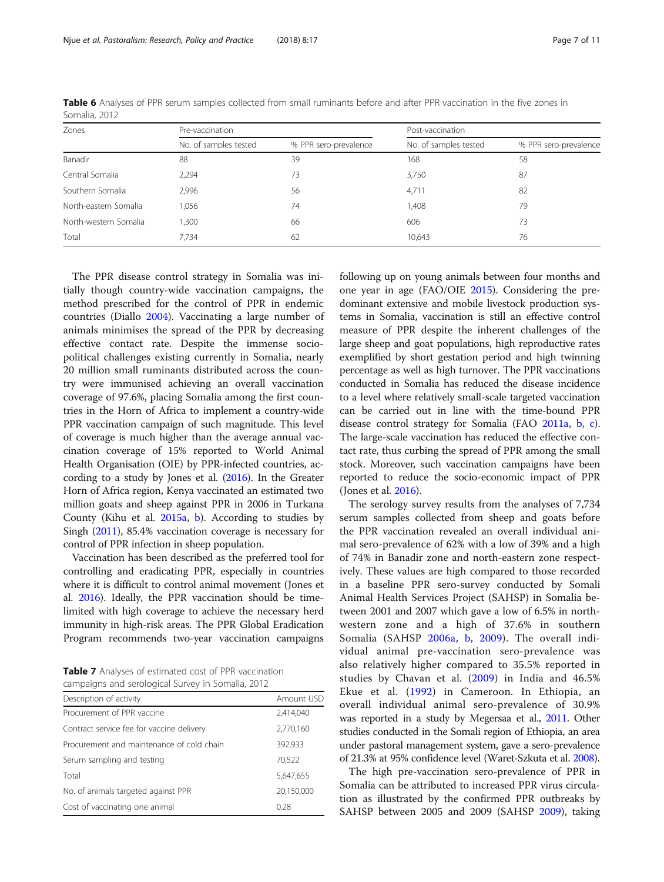**Table 6** Analyses of PPR serum samples collected from small ruminants before and after PPR vaccination in the five zones in Somalia, 2012

| Zones | Pre-vaccination | | Post-vaccination | |
|---|---|---|---|---|
| | No. of samples tested | % PPR sero-prevalence | No. of samples tested | % PPR sero-prevalence |
| Banadir | 88 | 39 | 168 | 58 |
| Central Somalia | 2,294 | 73 | 3,750 | 87 |
| Southern Somalia | 2,996 | 56 | 4,711 | 82 |
| North-eastern Somalia | 1,056 | 74 | 1,408 | 79 |
| North-western Somalia | 1,300 | 66 | 606 | 73 |
| Total | 7,734 | 62 | 10,643 | 76 |

The PPR disease control strategy in Somalia was initially though country-wide vaccination campaigns, the method prescribed for the control of PPR in endemic countries (Diallo 2004). Vaccinating a large number of animals minimises the spread of the PPR by decreasing effective contact rate. Despite the immense socio-political challenges existing currently in Somalia, nearly 20 million small ruminants distributed across the country were immunised achieving an overall vaccination coverage of 97.6%, placing Somalia among the first countries in the Horn of Africa to implement a country-wide PPR vaccination campaign of such magnitude. This level of coverage is much higher than the average annual vaccination coverage of 15% reported to World Animal Health Organisation (OIE) by PPR-infected countries, according to a study by Jones et al. (2016). In the Greater Horn of Africa region, Kenya vaccinated an estimated two million goats and sheep against PPR in 2006 in Turkana County (Kihu et al. 2015a, b). According to studies by Singh (2011), 85.4% vaccination coverage is necessary for control of PPR infection in sheep population.

Vaccination has been described as the preferred tool for controlling and eradicating PPR, especially in countries where it is difficult to control animal movement (Jones et al. 2016). Ideally, the PPR vaccination should be time-limited with high coverage to achieve the necessary herd immunity in high-risk areas. The PPR Global Eradication Program recommends two-year vaccination campaigns following up on young animals between four months and one year in age (FAO/OIE 2015). Considering the predominant extensive and mobile livestock production systems in Somalia, vaccination is still an effective control measure of PPR despite the inherent challenges of the large sheep and goat populations, high reproductive rates exemplified by short gestation period and high twinning percentage as well as high turnover. The PPR vaccinations conducted in Somalia has reduced the disease incidence to a level where relatively small-scale targeted vaccination can be carried out in line with the time-bound PPR disease control strategy for Somalia (FAO 2011a, b, c). The large-scale vaccination has reduced the effective contact rate, thus curbing the spread of PPR among the small stock. Moreover, such vaccination campaigns have been reported to reduce the socio-economic impact of PPR (Jones et al. 2016).

**Table 7** Analyses of estimated cost of PPR vaccination campaigns and serological Survey in Somalia, 2012

| Description of activity | Amount USD |
|---|---|
| Procurement of PPR vaccine | 2,414,040 |
| Contract service fee for vaccine delivery | 2,770,160 |
| Procurement and maintenance of cold chain | 392,933 |
| Serum sampling and testing | 70,522 |
| Total | 5,647,655 |
| No. of animals targeted against PPR | 20,150,000 |
| Cost of vaccinating one animal | 0.28 |

The serology survey results from the analyses of 7,734 serum samples collected from sheep and goats before the PPR vaccination revealed an overall individual animal sero-prevalence of 62% with a low of 39% and a high of 74% in Banadir zone and north-eastern zone respectively. These values are high compared to those recorded in a baseline PPR sero-survey conducted by Somali Animal Health Services Project (SAHSP) in Somalia between 2001 and 2007 which gave a low of 6.5% in north-western zone and a high of 37.6% in southern Somalia (SAHSP 2006a, b, 2009). The overall individual animal pre-vaccination sero-prevalence was also relatively higher compared to 35.5% reported in studies by Chavan et al. (2009) in India and 46.5% Ekue et al. (1992) in Cameroon. In Ethiopia, an overall individual animal sero-prevalence of 30.9% was reported in a study by Megersaa et al., 2011. Other studies conducted in the Somali region of Ethiopia, an area under pastoral management system, gave a sero-prevalence of 21.3% at 95% confidence level (Waret-Szkuta et al. 2008).

The high pre-vaccination sero-prevalence of PPR in Somalia can be attributed to increased PPR virus circulation as illustrated by the confirmed PPR outbreaks by SAHSP between 2005 and 2009 (SAHSP 2009), taking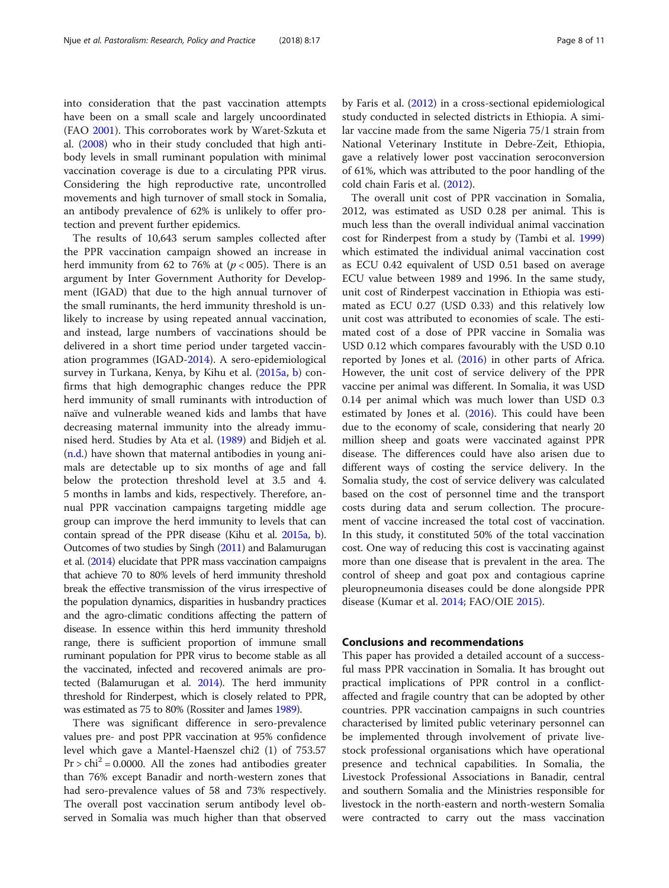into consideration that the past vaccination attempts have been on a small scale and largely uncoordinated (FAO 2001). This corroborates work by Waret-Szkuta et al. (2008) who in their study concluded that high antibody levels in small ruminant population with minimal vaccination coverage is due to a circulating PPR virus. Considering the high reproductive rate, uncontrolled movements and high turnover of small stock in Somalia, an antibody prevalence of 62% is unlikely to offer protection and prevent further epidemics.

The results of 10,643 serum samples collected after the PPR vaccination campaign showed an increase in herd immunity from 62 to 76% at ($p < 005$). There is an argument by Inter Government Authority for Development (IGAD) that due to the high annual turnover of the small ruminants, the herd immunity threshold is unlikely to increase by using repeated annual vaccination, and instead, large numbers of vaccinations should be delivered in a short time period under targeted vaccination programmes (IGAD-2014). A sero-epidemiological survey in Turkana, Kenya, by Kihu et al. (2015a, b) confirms that high demographic changes reduce the PPR herd immunity of small ruminants with introduction of naïve and vulnerable weaned kids and lambs that have decreasing maternal immunity into the already immunised herd. Studies by Ata et al. (1989) and Bidjeh et al. (n.d.) have shown that maternal antibodies in young animals are detectable up to six months of age and fall below the protection threshold level at 3.5 and 4. 5 months in lambs and kids, respectively. Therefore, annual PPR vaccination campaigns targeting middle age group can improve the herd immunity to levels that can contain spread of the PPR disease (Kihu et al. 2015a, b). Outcomes of two studies by Singh (2011) and Balamurugan et al. (2014) elucidate that PPR mass vaccination campaigns that achieve 70 to 80% levels of herd immunity threshold break the effective transmission of the virus irrespective of the population dynamics, disparities in husbandry practices and the agro-climatic conditions affecting the pattern of disease. In essence within this herd immunity threshold range, there is sufficient proportion of immune small ruminant population for PPR virus to become stable as all the vaccinated, infected and recovered animals are protected (Balamurugan et al. 2014). The herd immunity threshold for Rinderpest, which is closely related to PPR, was estimated as 75 to 80% (Rossiter and James 1989).

There was significant difference in sero-prevalence values pre- and post PPR vaccination at 95% confidence level which gave a Mantel-Haenszel chi2 (1) of 753.57 $\Pr > \text{chi}^2 = 0.0000$. All the zones had antibodies greater than 76% except Banadir and north-western zones that had sero-prevalence values of 58 and 73% respectively. The overall post vaccination serum antibody level observed in Somalia was much higher than that observed by Faris et al. (2012) in a cross-sectional epidemiological study conducted in selected districts in Ethiopia. A similar vaccine made from the same Nigeria 75/1 strain from National Veterinary Institute in Debre-Zeit, Ethiopia, gave a relatively lower post vaccination seroconversion of 61%, which was attributed to the poor handling of the cold chain Faris et al. (2012).

The overall unit cost of PPR vaccination in Somalia, 2012, was estimated as USD 0.28 per animal. This is much less than the overall individual animal vaccination cost for Rinderpest from a study by (Tambi et al. 1999) which estimated the individual animal vaccination cost as ECU 0.42 equivalent of USD 0.51 based on average ECU value between 1989 and 1996. In the same study, unit cost of Rinderpest vaccination in Ethiopia was estimated as ECU 0.27 (USD 0.33) and this relatively low unit cost was attributed to economies of scale. The estimated cost of a dose of PPR vaccine in Somalia was USD 0.12 which compares favourably with the USD 0.10 reported by Jones et al. (2016) in other parts of Africa. However, the unit cost of service delivery of the PPR vaccine per animal was different. In Somalia, it was USD 0.14 per animal which was much lower than USD 0.3 estimated by Jones et al. (2016). This could have been due to the economy of scale, considering that nearly 20 million sheep and goats were vaccinated against PPR disease. The differences could have also arisen due to different ways of costing the service delivery. In the Somalia study, the cost of service delivery was calculated based on the cost of personnel time and the transport costs during data and serum collection. The procurement of vaccine increased the total cost of vaccination. In this study, it constituted 50% of the total vaccination cost. One way of reducing this cost is vaccinating against more than one disease that is prevalent in the area. The control of sheep and goat pox and contagious caprine pleuropneumonia diseases could be done alongside PPR disease (Kumar et al. 2014; FAO/OIE 2015).

## Conclusions and recommendations

This paper has provided a detailed account of a successful mass PPR vaccination in Somalia. It has brought out practical implications of PPR control in a conflict-affected and fragile country that can be adopted by other countries. PPR vaccination campaigns in such countries characterised by limited public veterinary personnel can be implemented through involvement of private livestock professional organisations which have operational presence and technical capabilities. In Somalia, the Livestock Professional Associations in Banadir, central and southern Somalia and the Ministries responsible for livestock in the north-eastern and north-western Somalia were contracted to carry out the mass vaccination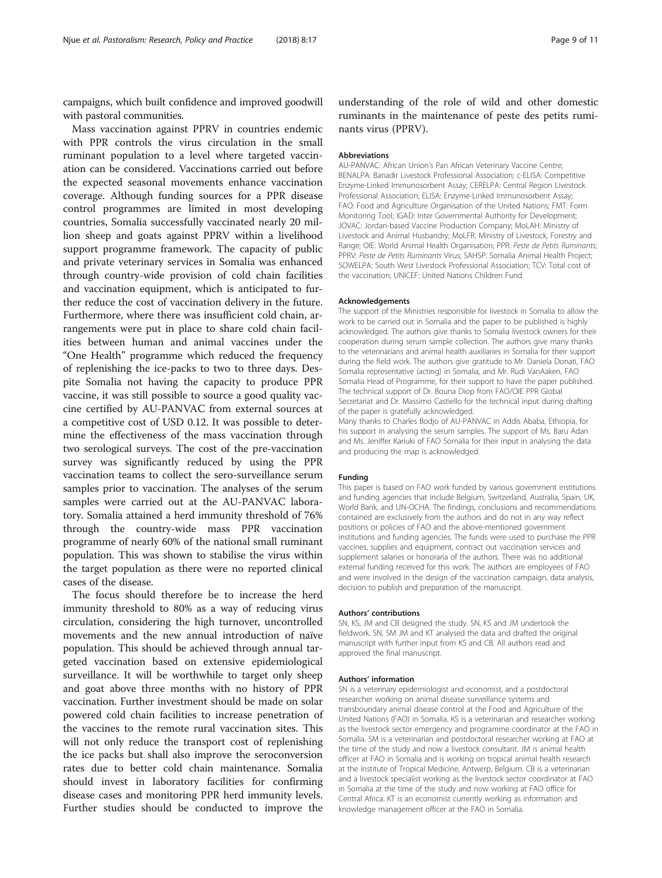campaigns, which built confidence and improved goodwill with pastoral communities.

Mass vaccination against PPRV in countries endemic with PPR controls the virus circulation in the small ruminant population to a level where targeted vaccination can be considered. Vaccinations carried out before the expected seasonal movements enhance vaccination coverage. Although funding sources for a PPR disease control programmes are limited in most developing countries, Somalia successfully vaccinated nearly 20 million sheep and goats against PPRV within a livelihood support programme framework. The capacity of public and private veterinary services in Somalia was enhanced through country-wide provision of cold chain facilities and vaccination equipment, which is anticipated to further reduce the cost of vaccination delivery in the future. Furthermore, where there was insufficient cold chain, arrangements were put in place to share cold chain facilities between human and animal vaccines under the "One Health" programme which reduced the frequency of replenishing the ice-packs to two to three days. Despite Somalia not having the capacity to produce PPR vaccine, it was still possible to source a good quality vaccine certified by AU-PANVAC from external sources at a competitive cost of USD 0.12. It was possible to determine the effectiveness of the mass vaccination through two serological surveys. The cost of the pre-vaccination survey was significantly reduced by using the PPR vaccination teams to collect the sero-surveillance serum samples prior to vaccination. The analyses of the serum samples were carried out at the AU-PANVAC laboratory. Somalia attained a herd immunity threshold of 76% through the country-wide mass PPR vaccination programme of nearly 60% of the national small ruminant population. This was shown to stabilise the virus within the target population as there were no reported clinical cases of the disease.

The focus should therefore be to increase the herd immunity threshold to 80% as a way of reducing virus circulation, considering the high turnover, uncontrolled movements and the new annual introduction of naïve population. This should be achieved through annual targeted vaccination based on extensive epidemiological surveillance. It will be worthwhile to target only sheep and goat above three months with no history of PPR vaccination. Further investment should be made on solar powered cold chain facilities to increase penetration of the vaccines to the remote rural vaccination sites. This will not only reduce the transport cost of replenishing the ice packs but shall also improve the seroconversion rates due to better cold chain maintenance. Somalia should invest in laboratory facilities for confirming disease cases and monitoring PPR herd immunity levels. Further studies should be conducted to improve the understanding of the role of wild and other domestic ruminants in the maintenance of peste des petits ruminants virus (PPRV).

#### Abbreviations

AU-PANVAC: African Union's Pan African Veterinary Vaccine Centre; BENALPA: Banadir Livestock Professional Association; c-ELISA: Competitive Enzyme-Linked Immunosorbent Assay; CERELPA: Central Region Livestock Professional Association; ELISA: Enzyme-Linked Immunosorbent Assay; FAO: Food and Agriculture Organisation of the United Nations; FMT: Form Monitoring Tool; IGAD: Inter Governmental Authority for Development; JOVAC: Jordan-based Vaccine Production Company; MoLAH: Ministry of Livestock and Animal Husbandry; MoLFR: Ministry of Livestock, Forestry and Range; OIE: World Animal Health Organisation; PPR: *Peste de Petits Ruminants*; PPRV: *Peste de Petits Ruminants* Virus; SAHSP: Somalia Animal Health Project; SOWELPA: South West Livestock Professional Association; TCV: Total cost of the vaccination; UNICEF: United Nations Children Fund

#### Acknowledgements

The support of the Ministries responsible for livestock in Somalia to allow the work to be carried out in Somalia and the paper to be published is highly acknowledged. The authors give thanks to Somalia livestock owners for their cooperation during serum sample collection. The authors give many thanks to the veterinarians and animal health auxiliaries in Somalia for their support during the field work. The authors give gratitude to Mr. Daniela Donati, FAO Somalia representative (acting) in Somalia, and Mr. Rudi VanAaken, FAO Somalia Head of Programme, for their support to have the paper published. The technical support of Dr. Bouna Diop from FAO/OIE PPR Global Secretariat and Dr. Massimo Castiello for the technical input during drafting of the paper is gratefully acknowledged.

Many thanks to Charles Bodjo of AU-PANVAC in Addis Ababa, Ethiopia, for his support in analysing the serum samples. The support of Ms. Baru Adan and Ms. Jeniffer Kariuki of FAO Somalia for their input in analysing the data and producing the map is acknowledged.

#### Funding

This paper is based on FAO work funded by various government institutions and funding agencies that include Belgium, Switzerland, Australia, Spain, UK, World Bank, and UN-OCHA. The findings, conclusions and recommendations contained are exclusively from the authors and do not in any way reflect positions or policies of FAO and the above-mentioned government institutions and funding agencies. The funds were used to purchase the PPR vaccines, supplies and equipment, contract out vaccination services and supplement salaries or honoraria of the authors. There was no additional external funding received for this work. The authors are employees of FAO and were involved in the design of the vaccination campaign, data analysis, decision to publish and preparation of the manuscript.

#### Authors' contributions

SN, KS, JM and CB designed the study. SN, KS and JM undertook the fieldwork. SN, SM JM and KT analysed the data and drafted the original manuscript with further input from KS and CB. All authors read and approved the final manuscript.

#### Authors' information

SN is a veterinary epidemiologist and economist, and a postdoctoral researcher working on animal disease surveillance systems and transboundary animal disease control at the Food and Agriculture of the United Nations (FAO) in Somalia. KS is a veterinarian and researcher working as the livestock sector emergency and programme coordinator at the FAO in Somalia. SM is a veterinarian and postdoctoral researcher working at FAO at the time of the study and now a livestock consultant. JM is animal health officer at FAO in Somalia and is working on tropical animal health research at the Institute of Tropical Medicine, Antwerp, Belgium. CB is a veterinarian and a livestock specialist working as the livestock sector coordinator at FAO in Somalia at the time of the study and now working at FAO office for Central Africa. KT is an economist currently working as information and knowledge management officer at the FAO in Somalia.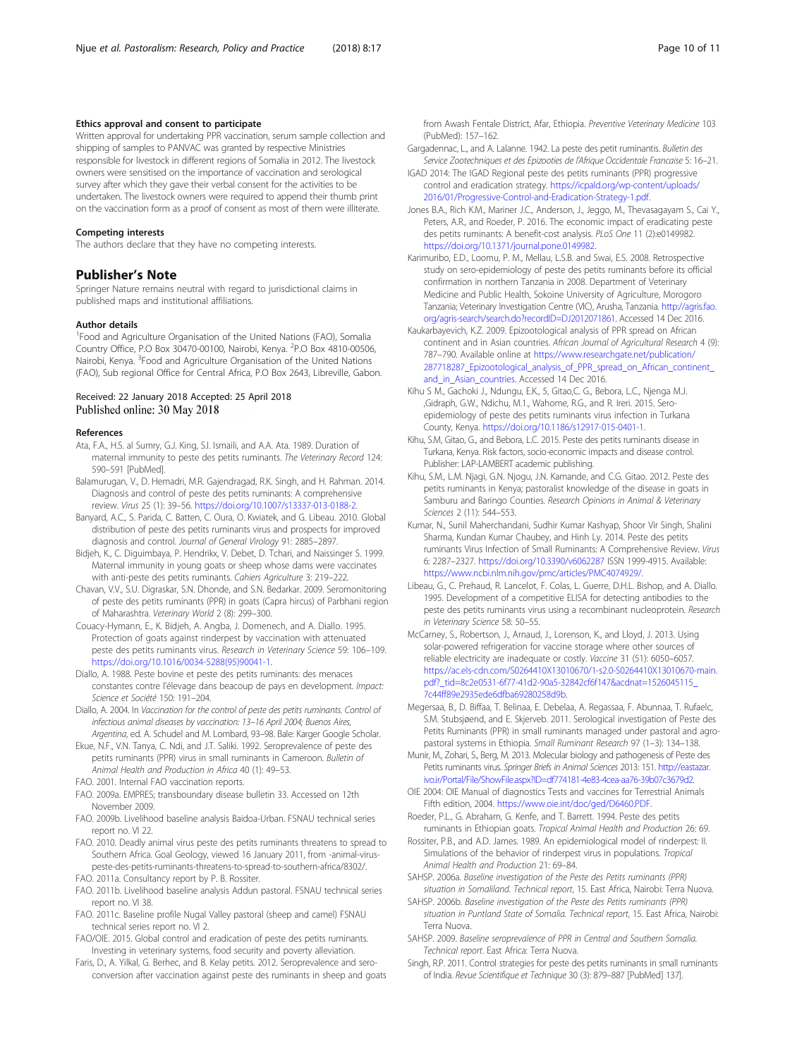#### Ethics approval and consent to participate

Written approval for undertaking PPR vaccination, serum sample collection and shipping of samples to PANVAC was granted by respective Ministries responsible for livestock in different regions of Somalia in 2012. The livestock owners were sensitised on the importance of vaccination and serological survey after which they gave their verbal consent for the activities to be undertaken. The livestock owners were required to append their thumb print on the vaccination form as a proof of consent as most of them were illiterate.

#### Competing interests

The authors declare that they have no competing interests.

### Publisher's Note

Springer Nature remains neutral with regard to jurisdictional claims in published maps and institutional affiliations.

#### Author details

[1]Food and Agriculture Organisation of the United Nations (FAO), Somalia Country Office, P.O Box 30470-00100, Nairobi, Kenya. [2]P.O Box 4810-00506, Nairobi, Kenya. [3]Food and Agriculture Organisation of the United Nations (FAO), Sub regional Office for Central Africa, P.O Box 2643, Libreville, Gabon.

Received: 22 January 2018 Accepted: 25 April 2018
Published online: 30 May 2018

#### References

Ata, F.A., H.S. al Sumry, G.J. King, S.I. Ismaili, and A.A. Ata. 1989. Duration of maternal immunity to peste des petits ruminants. *The Veterinary Record* 124: 590–591 [PubMed].

Balamurugan, V., D. Hemadri, M.R. Gajendragad, R.K. Singh, and H. Rahman. 2014. Diagnosis and control of peste des petits ruminants: A comprehensive review. *Virus* 25 (1): 39–56. https://doi.org/10.1007/s13337-013-0188-2.

Banyard, A.C., S. Parida, C. Batten, C. Oura, O. Kwiatek, and G. Libeau. 2010. Global distribution of peste des petits ruminants virus and prospects for improved diagnosis and control. *Journal of General Virology* 91: 2885–2897.

Bidjeh, K., C. Diguimbaya, P. Hendrikx, V. Debet, D. Tchari, and Naissinger S. 1999. Maternal immunity in young goats or sheep whose dams were vaccinates with anti-peste des petits ruminants. *Cahiers Agriculture* 3: 219–222.

Chavan, V.V., S.U. Digraskar, S.N. Dhonde, and S.N. Bedarkar. 2009. Seromonitoring of peste des petits ruminants (PPR) in goats (Capra hircus) of Parbhani region of Maharashtra. *Veterinary World* 2 (8): 299–300.

Couacy-Hymann, E., K. Bidjeh, A. Angba, J. Domenech, and A. Diallo. 1995. Protection of goats against rinderpest by vaccination with attenuated peste des petits ruminants virus. *Research in Veterinary Science* 59: 106–109. https://doi.org/10.1016/0034-5288(95)90041-1.

Diallo, A. 1988. Peste bovine et peste des petits ruminants: des menaces constantes contre l'élevage dans beacoup de pays en development. *Impact: Science et Société* 150: 191–204.

Diallo, A. 2004. In *Vaccination for the control of peste des petits ruminants. Control of infectious animal diseases by vaccination: 13–16 April 2004; Buenos Aires, Argentina*, ed. A. Schudel and M. Lombard, 93–98. Bale: Karger Google Scholar.

Ekue, N.F., V.N. Tanya, C. Ndi, and J.T. Saliki. 1992. Seroprevalence of peste des petits ruminants (PPR) virus in small ruminants in Cameroon. *Bulletin of Animal Health and Production in Africa* 40 (1): 49–53.

FAO. 2001. Internal FAO vaccination reports.

FAO. 2009a. EMPRES; transboundary disease bulletin 33. Accessed on 12th November 2009.

FAO. 2009b. Livelihood baseline analysis Baidoa-Urban. FSNAU technical series report no. VI 22.

FAO. 2010. Deadly animal virus peste des petits ruminants threatens to spread to Southern Africa. Goal Geology, viewed 16 January 2011, from -animal-virus-peste-des-petits-ruminants-threatens-to-spread-to-southern-africa/8302/.

FAO. 2011a. Consultancy report by P. B. Rossiter.

FAO. 2011b. Livelihood baseline analysis Addun pastoral. FSNAU technical series report no. VI 38.

FAO. 2011c. Baseline profile Nugal Valley pastoral (sheep and camel) FSNAU technical series report no. VI 2.

FAO/OIE. 2015. Global control and eradication of peste des petits ruminants. Investing in veterinary systems, food security and poverty alleviation.

Faris, D., A. Yilkal, G. Berhec, and B. Kelay petits. 2012. Seroprevalence and sero-conversion after vaccination against peste des ruminants in sheep and goats from Awash Fentale District, Afar, Ethiopia. *Preventive Veterinary Medicine* 103 (PubMed): 157–162.

Gargadennac, L., and A. Lalanne. 1942. La peste des petit ruminantis. *Bulletin des Service Zootechniques et des Epizooties de l'Afrique Occidentale Francaise* 5: 16–21.

IGAD 2014: The IGAD Regional peste des petits ruminants (PPR) progressive control and eradication strategy. https://icpald.org/wp-content/uploads/2016/01/Progressive-Control-and-Eradication-Strategy-1.pdf.

Jones B.A., Rich K.M., Mariner J.C., Anderson, J., Jeggo, M., Thevasagayam S., Cai Y., Peters, A.R., and Roeder, P. 2016. The economic impact of eradicating peste des petits ruminants: A benefit-cost analysis. *PLoS One* 11 (2):e0149982. https://doi.org/10.1371/journal.pone.0149982.

Karimuribo, E.D., Loomu, P. M., Mellau, L.S.B. and Swai, E.S. 2008. Retrospective study on sero-epidemiology of peste des petits ruminants before its official confirmation in northern Tanzania in 2008. Department of Veterinary Medicine and Public Health, Sokoine University of Agriculture, Morogoro Tanzania; Veterinary Investigation Centre (VIC), Arusha, Tanzania. http://agris.fao.org/agris-search/search.do?recordID=DJ2012071861. Accessed 14 Dec 2016.

Kaukarbayevich, K.Z. 2009. Epizootological analysis of PPR spread on African continent and in Asian countries. *African Journal of Agricultural Research* 4 (9): 787–790. Available online at https://www.researchgate.net/publication/287718287_Epizootological_analysis_of_PPR_spread_on_African_continent_and_in_Asian_countries. Accessed 14 Dec 2016.

Kihu S M., Gachoki J., Ndungu, E.K., 5, Gitao,C. G., Bebora, L.C., Njenga M.J. ,Gidraph, G.W., Ndichu, M.1., Wahome, R.G., and R. Ireri. 2015. Sero-epidemiology of peste des petits ruminants virus infection in Turkana County, Kenya. https://doi.org/10.1186/s12917-015-0401-1.

Kihu, S.M, Gitao, G., and Bebora, L.C. 2015. Peste des petits ruminants disease in Turkana, Kenya. Risk factors, socio-economic impacts and disease control. Publisher: LAP-LAMBERT academic publishing.

Kihu, S.M., L.M. Njagi, G.N. Njogu, J.N. Kamande, and C.G. Gitao. 2012. Peste des petits ruminants in Kenya; pastoralist knowledge of the disease in goats in Samburu and Baringo Counties. *Research Opinions in Animal & Veterinary Sciences* 2 (11): 544–553.

Kumar, N., Sunil Maherchandani, Sudhir Kumar Kashyap, Shoor Vir Singh, Shalini Sharma, Kundan Kumar Chaubey, and Hinh Ly. 2014. Peste des petits ruminants Virus Infection of Small Ruminants: A Comprehensive Review. *Virus* 6: 2287–2327. https://doi.org/10.3390/v6062287 ISSN 1999-4915. Available: https://www.ncbi.nlm.nih.gov/pmc/articles/PMC4074929/.

Libeau, G., C. Prehaud, R. Lancelot, F. Colas, L. Guerre, D.H.L. Bishop, and A. Diallo. 1995. Development of a competitive ELISA for detecting antibodies to the peste des petits ruminants virus using a recombinant nucleoprotein. *Research in Veterinary Science* 58: 50–55.

McCarney, S., Robertson, J., Arnaud, J., Lorenson, K., and Lloyd, J. 2013. Using solar-powered refrigeration for vaccine storage where other sources of reliable electricity are inadequate or costly. *Vaccine* 31 (51): 6050–6057. https://ac.els-cdn.com/S0264410X13010670/1-s2.0-S0264410X13010670-main.pdf?_tid=8c2e0531-6f77-41d2-90a5-32842cf6f147&acdnat=1526045115_7c44ff89e2935ede6dfba69280258d9b.

Megersaa, B., D. Biffaa, T. Belinaa, E. Debelaa, A. Regassaa, F. Abunnaa, T. Rufaelc, S.M. Stubsjøend, and E. Skjerveb. 2011. Serological investigation of Peste des Petits Ruminants (PPR) in small ruminants managed under pastoral and agro-pastoral systems in Ethiopia. *Small Ruminant Research* 97 (1–3): 134–138.

Munir, M., Zohari, S., Berg, M. 2013. Molecular biology and pathogenesis of Peste des Petits ruminants virus. *Springer Briefs in Animal Sciences* 2013: 151. http://eastazar.ivo.ir/Portal/File/ShowFile.aspx?ID=df774181-4e83-4cea-aa76-39b07c3679d2.

OIE 2004: OIE Manual of diagnostics Tests and vaccines for Terrestrial Animals Fifth edition, 2004. https://www.oie.int/doc/ged/D6460.PDF.

Roeder, P.L., G. Abraham, G. Kenfe, and T. Barrett. 1994. Peste des petits ruminants in Ethiopian goats. *Tropical Animal Health and Production* 26: 69.

Rossiter, P.B., and A.D. James. 1989. An epidemiological model of rinderpest: II. Simulations of the behavior of rinderpest virus in populations. *Tropical Animal Health and Production* 21: 69–84.

SAHSP. 2006a. *Baseline investigation of the Peste des Petits ruminants (PPR) situation in Somaliland. Technical report*, 15. East Africa, Nairobi: Terra Nuova.

SAHSP. 2006b. *Baseline investigation of the Peste des Petits ruminants (PPR) situation in Puntland State of Somalia. Technical report*, 15. East Africa, Nairobi: Terra Nuova.

SAHSP. 2009. *Baseline seroprevalence of PPR in Central and Southern Somalia. Technical report*. East Africa: Terra Nuova.

Singh, R.P. 2011. Control strategies for peste des petits ruminants in small ruminants of India. *Revue Scientifique et Technique* 30 (3): 879–887 [PubMed] 137].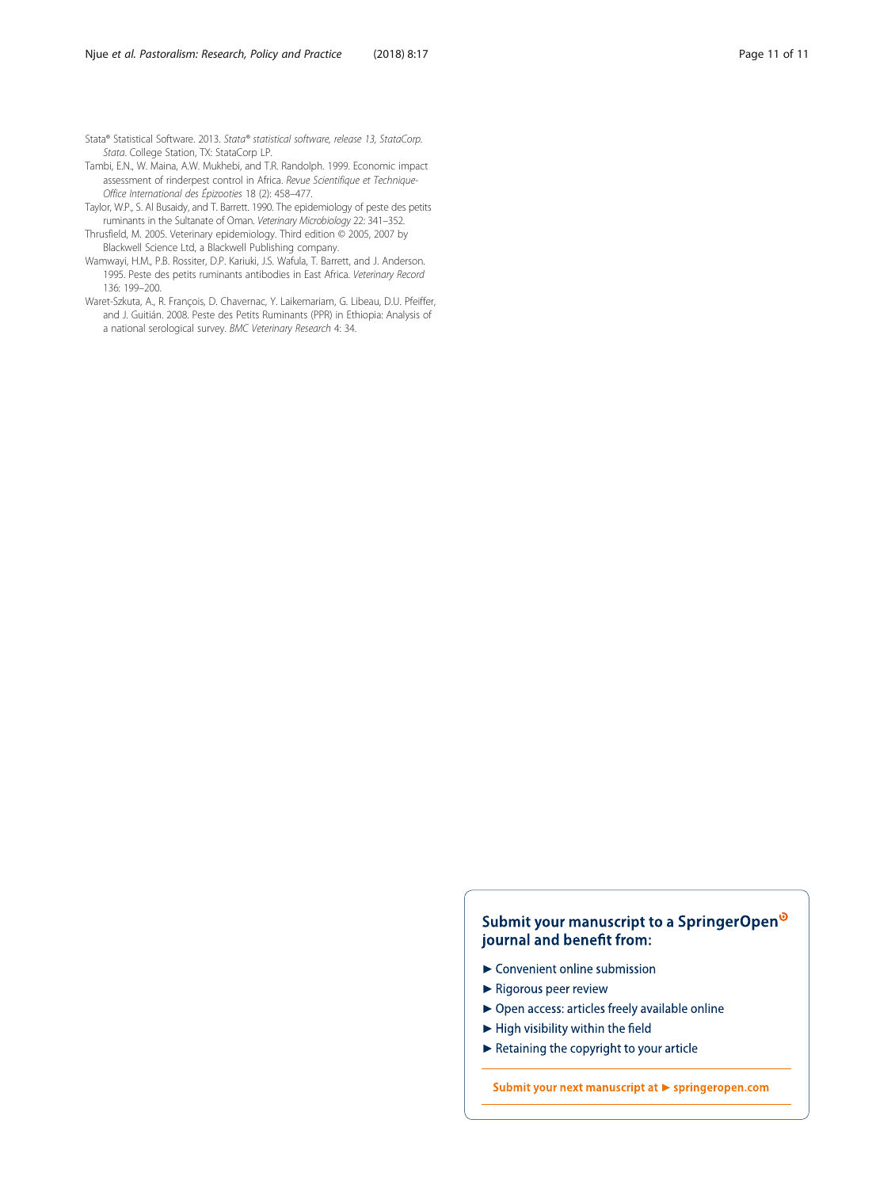Stata® Statistical Software. 2013. *Stata® statistical software, release 13, StataCorp. Stata*. College Station, TX: StataCorp LP.

Tambi, E.N., W. Maina, A.W. Mukhebi, and T.R. Randolph. 1999. Economic impact assessment of rinderpest control in Africa. *Revue Scientifique et Technique-Office International des Épizooties* 18 (2): 458–477.

Taylor, W.P., S. Al Busaidy, and T. Barrett. 1990. The epidemiology of peste des petits ruminants in the Sultanate of Oman. *Veterinary Microbiology* 22: 341–352.

Thrusfield, M. 2005. Veterinary epidemiology. Third edition © 2005, 2007 by Blackwell Science Ltd, a Blackwell Publishing company.

Wamwayi, H.M., P.B. Rossiter, D.P. Kariuki, J.S. Wafula, T. Barrett, and J. Anderson. 1995. Peste des petits ruminants antibodies in East Africa. *Veterinary Record* 136: 199–200.

Waret-Szkuta, A., R. François, D. Chavernac, Y. Laikemariam, G. Libeau, D.U. Pfeiffer, and J. Guitián. 2008. Peste des Petits Ruminants (PPR) in Ethiopia: Analysis of a national serological survey. *BMC Veterinary Research* 4: 34.

**Submit your manuscript to a SpringerOpen journal and benefit from:**

- ► Convenient online submission
- ► Rigorous peer review
- ► Open access: articles freely available online
- ► High visibility within the field
- ► Retaining the copyright to your article

**Submit your next manuscript at ► springeropen.com**